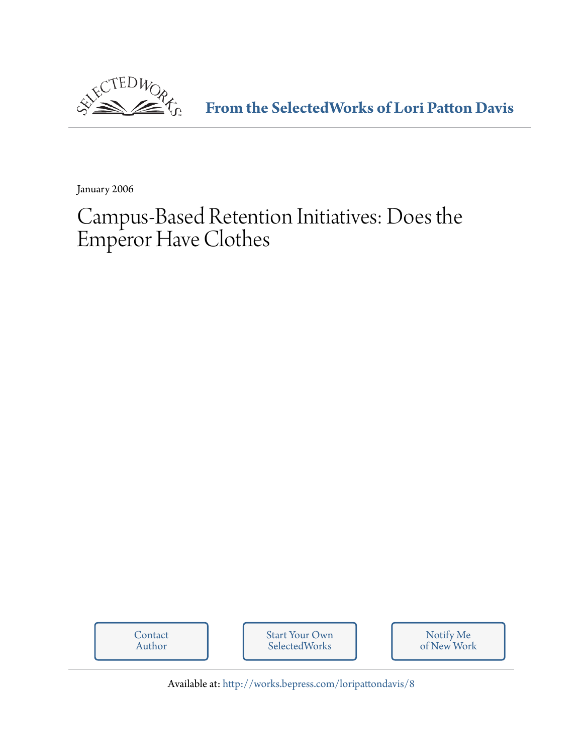From the SelectedWorks of Lori Patton Davis

January 2006

# Campus-Based Retention Initiatives: Does the Emperor Have Clothes

Contact Author

Start Your Own SelectedWorks

Notify Me of New Work

Available at: http://works.bepress.com/loripattondavis/8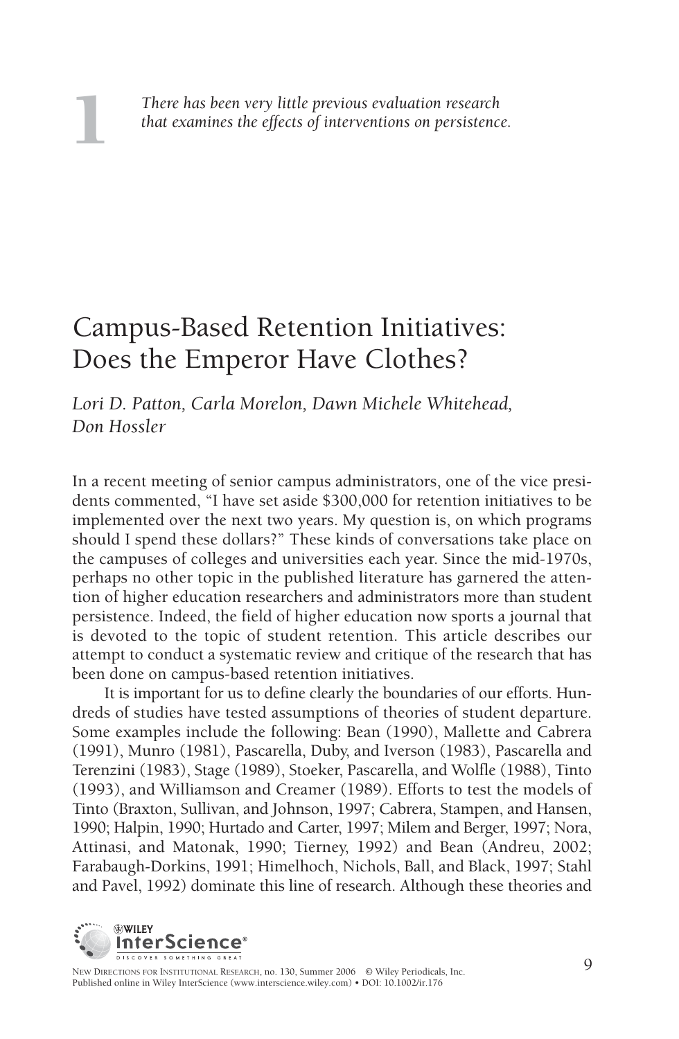1

*There has been very little previous evaluation research that examines the effects of interventions on persistence.*

# Campus-Based Retention Initiatives: Does the Emperor Have Clothes?

*Lori D. Patton, Carla Morelon, Dawn Michele Whitehead, Don Hossler*

In a recent meeting of senior campus administrators, one of the vice presidents commented, "I have set aside $300,000 for retention initiatives to be implemented over the next two years. My question is, on which programs should I spend these dollars?" These kinds of conversations take place on the campuses of colleges and universities each year. Since the mid-1970s, perhaps no other topic in the published literature has garnered the attention of higher education researchers and administrators more than student persistence. Indeed, the field of higher education now sports a journal that is devoted to the topic of student retention. This article describes our attempt to conduct a systematic review and critique of the research that has been done on campus-based retention initiatives.

It is important for us to define clearly the boundaries of our efforts. Hundreds of studies have tested assumptions of theories of student departure. Some examples include the following: Bean (1990), Mallette and Cabrera (1991), Munro (1981), Pascarella, Duby, and Iverson (1983), Pascarella and Terenzini (1983), Stage (1989), Stoeker, Pascarella, and Wolfle (1988), Tinto (1993), and Williamson and Creamer (1989). Efforts to test the models of Tinto (Braxton, Sullivan, and Johnson, 1997; Cabrera, Stampen, and Hansen, 1990; Halpin, 1990; Hurtado and Carter, 1997; Milem and Berger, 1997; Nora, Attinasi, and Matonak, 1990; Tierney, 1992) and Bean (Andreu, 2002; Farabaugh-Dorkins, 1991; Himelhoch, Nichols, Ball, and Black, 1997; Stahl and Pavel, 1992) dominate this line of research. Although these theories and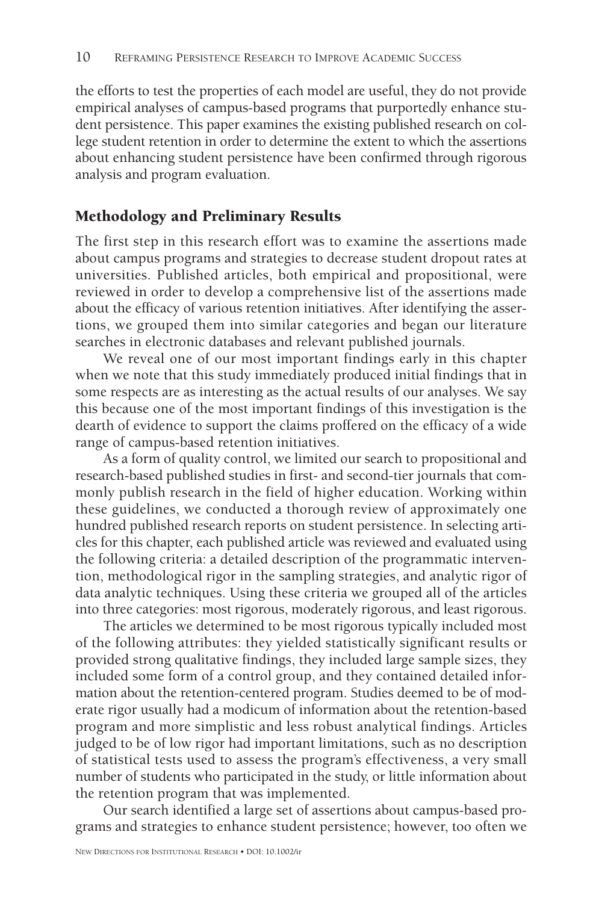the efforts to test the properties of each model are useful, they do not provide empirical analyses of campus-based programs that purportedly enhance student persistence. This paper examines the existing published research on college student retention in order to determine the extent to which the assertions about enhancing student persistence have been confirmed through rigorous analysis and program evaluation.

## Methodology and Preliminary Results

The first step in this research effort was to examine the assertions made about campus programs and strategies to decrease student dropout rates at universities. Published articles, both empirical and propositional, were reviewed in order to develop a comprehensive list of the assertions made about the efficacy of various retention initiatives. After identifying the assertions, we grouped them into similar categories and began our literature searches in electronic databases and relevant published journals.

We reveal one of our most important findings early in this chapter when we note that this study immediately produced initial findings that in some respects are as interesting as the actual results of our analyses. We say this because one of the most important findings of this investigation is the dearth of evidence to support the claims proffered on the efficacy of a wide range of campus-based retention initiatives.

As a form of quality control, we limited our search to propositional and research-based published studies in first- and second-tier journals that commonly publish research in the field of higher education. Working within these guidelines, we conducted a thorough review of approximately one hundred published research reports on student persistence. In selecting articles for this chapter, each published article was reviewed and evaluated using the following criteria: a detailed description of the programmatic intervention, methodological rigor in the sampling strategies, and analytic rigor of data analytic techniques. Using these criteria we grouped all of the articles into three categories: most rigorous, moderately rigorous, and least rigorous.

The articles we determined to be most rigorous typically included most of the following attributes: they yielded statistically significant results or provided strong qualitative findings, they included large sample sizes, they included some form of a control group, and they contained detailed information about the retention-centered program. Studies deemed to be of moderate rigor usually had a modicum of information about the retention-based program and more simplistic and less robust analytical findings. Articles judged to be of low rigor had important limitations, such as no description of statistical tests used to assess the program's effectiveness, a very small number of students who participated in the study, or little information about the retention program that was implemented.

Our search identified a large set of assertions about campus-based programs and strategies to enhance student persistence; however, too often we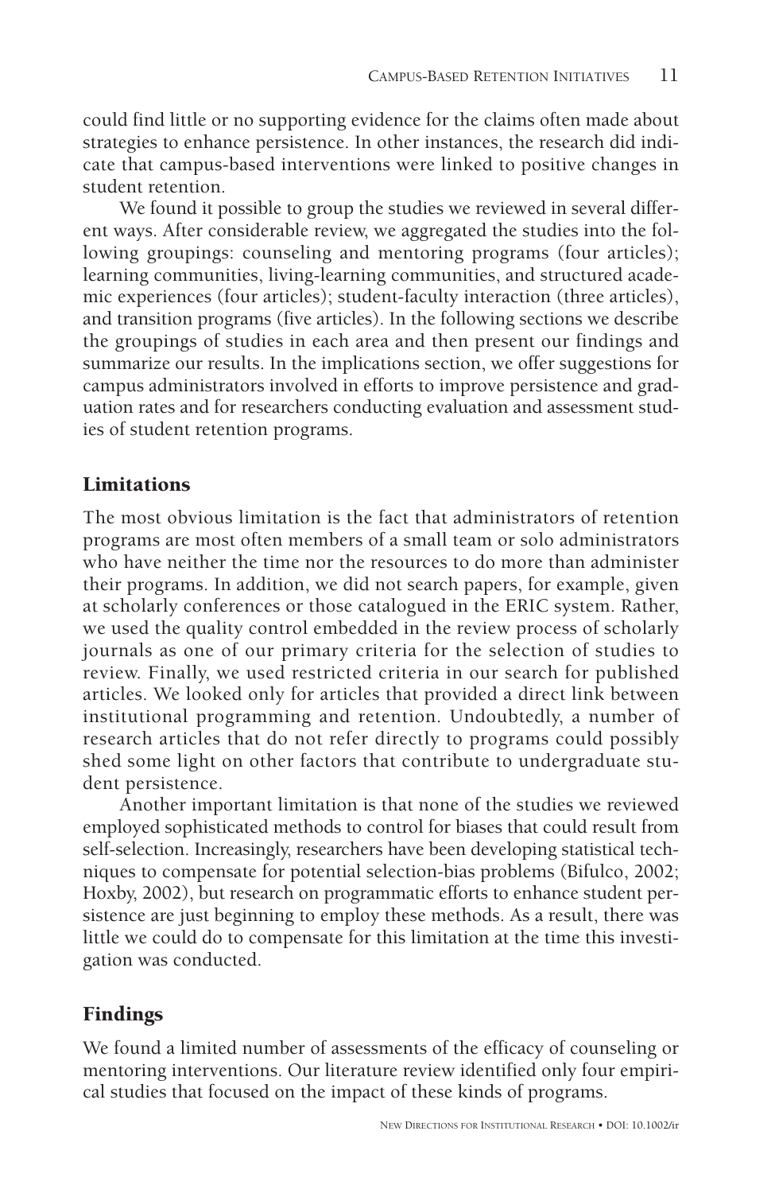could find little or no supporting evidence for the claims often made about strategies to enhance persistence. In other instances, the research did indicate that campus-based interventions were linked to positive changes in student retention.

We found it possible to group the studies we reviewed in several different ways. After considerable review, we aggregated the studies into the following groupings: counseling and mentoring programs (four articles); learning communities, living-learning communities, and structured academic experiences (four articles); student-faculty interaction (three articles), and transition programs (five articles). In the following sections we describe the groupings of studies in each area and then present our findings and summarize our results. In the implications section, we offer suggestions for campus administrators involved in efforts to improve persistence and graduation rates and for researchers conducting evaluation and assessment studies of student retention programs.

## Limitations

The most obvious limitation is the fact that administrators of retention programs are most often members of a small team or solo administrators who have neither the time nor the resources to do more than administer their programs. In addition, we did not search papers, for example, given at scholarly conferences or those catalogued in the ERIC system. Rather, we used the quality control embedded in the review process of scholarly journals as one of our primary criteria for the selection of studies to review. Finally, we used restricted criteria in our search for published articles. We looked only for articles that provided a direct link between institutional programming and retention. Undoubtedly, a number of research articles that do not refer directly to programs could possibly shed some light on other factors that contribute to undergraduate student persistence.

Another important limitation is that none of the studies we reviewed employed sophisticated methods to control for biases that could result from self-selection. Increasingly, researchers have been developing statistical techniques to compensate for potential selection-bias problems (Bifulco, 2002; Hoxby, 2002), but research on programmatic efforts to enhance student persistence are just beginning to employ these methods. As a result, there was little we could do to compensate for this limitation at the time this investigation was conducted.

## Findings

We found a limited number of assessments of the efficacy of counseling or mentoring interventions. Our literature review identified only four empirical studies that focused on the impact of these kinds of programs.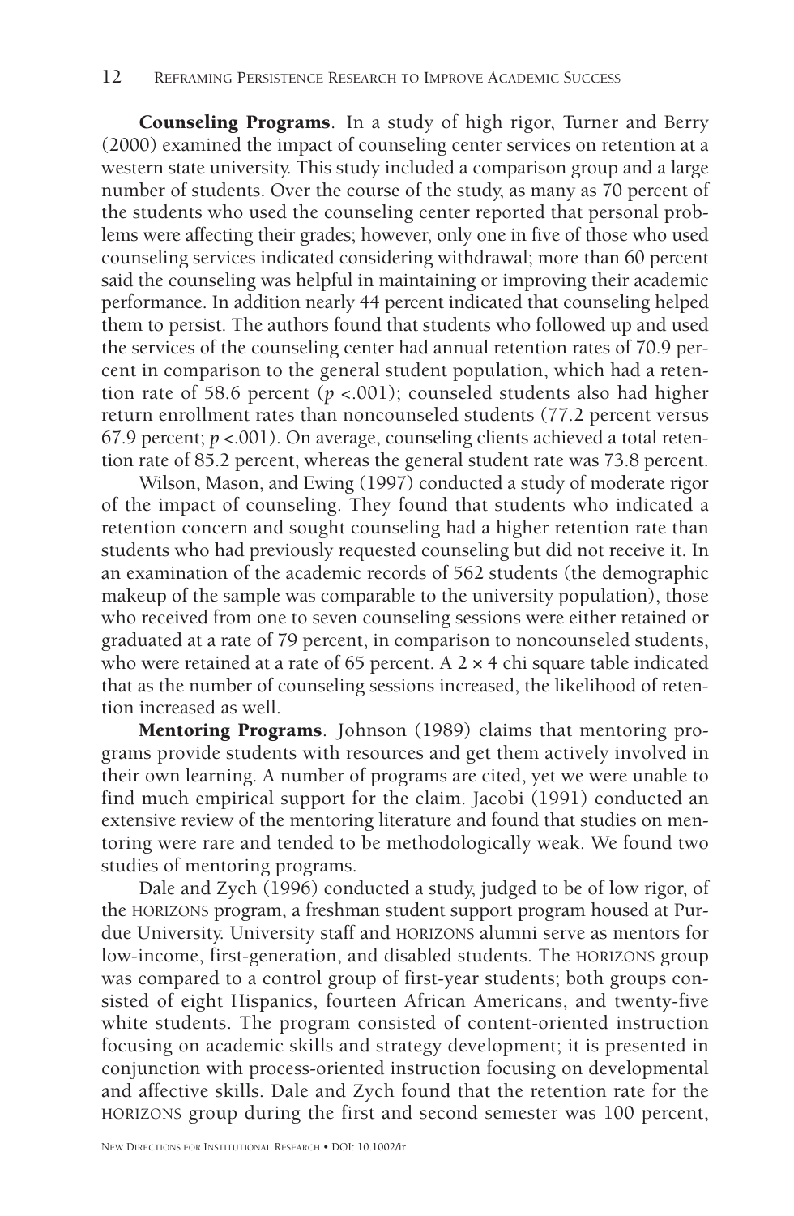**Counseling Programs**. In a study of high rigor, Turner and Berry (2000) examined the impact of counseling center services on retention at a western state university. This study included a comparison group and a large number of students. Over the course of the study, as many as 70 percent of the students who used the counseling center reported that personal problems were affecting their grades; however, only one in five of those who used counseling services indicated considering withdrawal; more than 60 percent said the counseling was helpful in maintaining or improving their academic performance. In addition nearly 44 percent indicated that counseling helped them to persist. The authors found that students who followed up and used the services of the counseling center had annual retention rates of 70.9 percent in comparison to the general student population, which had a retention rate of 58.6 percent ($p < .001$); counseled students also had higher return enrollment rates than noncounseled students (77.2 percent versus 67.9 percent; $p < .001$). On average, counseling clients achieved a total retention rate of 85.2 percent, whereas the general student rate was 73.8 percent.

Wilson, Mason, and Ewing (1997) conducted a study of moderate rigor of the impact of counseling. They found that students who indicated a retention concern and sought counseling had a higher retention rate than students who had previously requested counseling but did not receive it. In an examination of the academic records of 562 students (the demographic makeup of the sample was comparable to the university population), those who received from one to seven counseling sessions were either retained or graduated at a rate of 79 percent, in comparison to noncounseled students, who were retained at a rate of 65 percent. A $2 \times 4$ chi square table indicated that as the number of counseling sessions increased, the likelihood of retention increased as well.

**Mentoring Programs**. Johnson (1989) claims that mentoring programs provide students with resources and get them actively involved in their own learning. A number of programs are cited, yet we were unable to find much empirical support for the claim. Jacobi (1991) conducted an extensive review of the mentoring literature and found that studies on mentoring were rare and tended to be methodologically weak. We found two studies of mentoring programs.

Dale and Zych (1996) conducted a study, judged to be of low rigor, of the HORIZONS program, a freshman student support program housed at Purdue University. University staff and HORIZONS alumni serve as mentors for low-income, first-generation, and disabled students. The HORIZONS group was compared to a control group of first-year students; both groups consisted of eight Hispanics, fourteen African Americans, and twenty-five white students. The program consisted of content-oriented instruction focusing on academic skills and strategy development; it is presented in conjunction with process-oriented instruction focusing on developmental and affective skills. Dale and Zych found that the retention rate for the HORIZONS group during the first and second semester was 100 percent,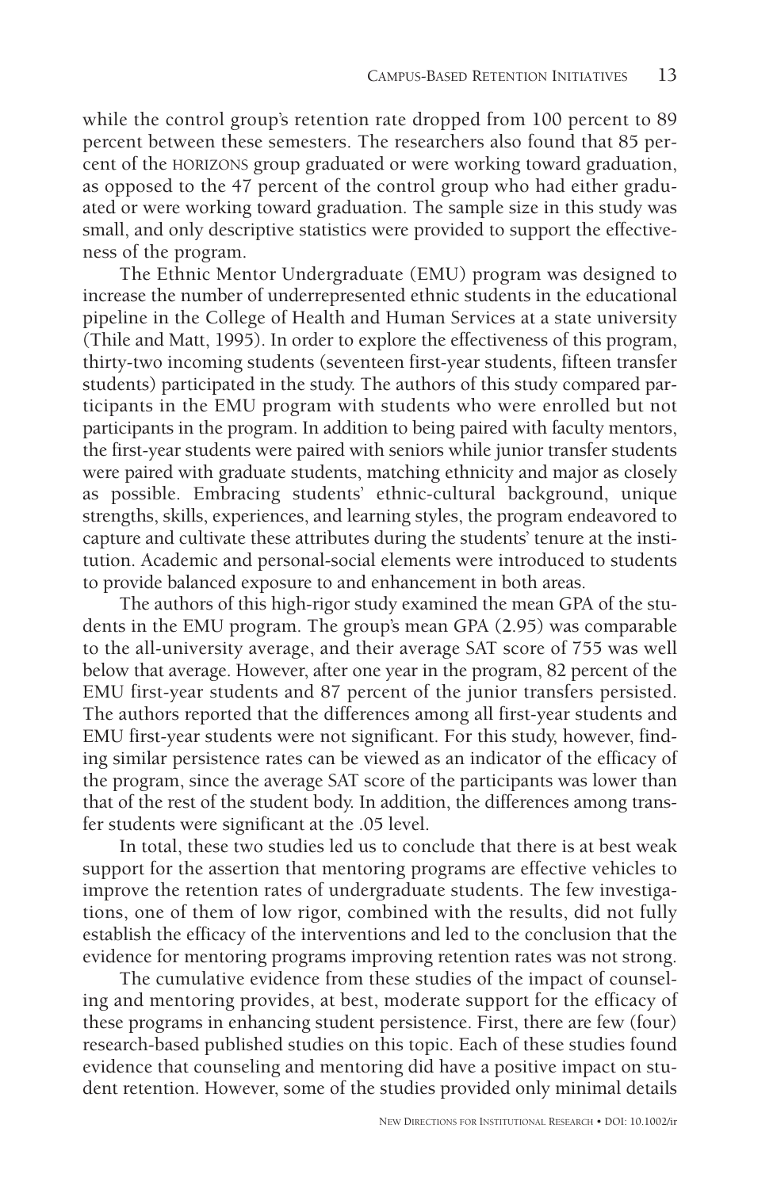while the control group's retention rate dropped from 100 percent to 89 percent between these semesters. The researchers also found that 85 percent of the HORIZONS group graduated or were working toward graduation, as opposed to the 47 percent of the control group who had either graduated or were working toward graduation. The sample size in this study was small, and only descriptive statistics were provided to support the effectiveness of the program.

The Ethnic Mentor Undergraduate (EMU) program was designed to increase the number of underrepresented ethnic students in the educational pipeline in the College of Health and Human Services at a state university (Thile and Matt, 1995). In order to explore the effectiveness of this program, thirty-two incoming students (seventeen first-year students, fifteen transfer students) participated in the study. The authors of this study compared participants in the EMU program with students who were enrolled but not participants in the program. In addition to being paired with faculty mentors, the first-year students were paired with seniors while junior transfer students were paired with graduate students, matching ethnicity and major as closely as possible. Embracing students' ethnic-cultural background, unique strengths, skills, experiences, and learning styles, the program endeavored to capture and cultivate these attributes during the students' tenure at the institution. Academic and personal-social elements were introduced to students to provide balanced exposure to and enhancement in both areas.

The authors of this high-rigor study examined the mean GPA of the students in the EMU program. The group's mean GPA (2.95) was comparable to the all-university average, and their average SAT score of 755 was well below that average. However, after one year in the program, 82 percent of the EMU first-year students and 87 percent of the junior transfers persisted. The authors reported that the differences among all first-year students and EMU first-year students were not significant. For this study, however, finding similar persistence rates can be viewed as an indicator of the efficacy of the program, since the average SAT score of the participants was lower than that of the rest of the student body. In addition, the differences among transfer students were significant at the .05 level.

In total, these two studies led us to conclude that there is at best weak support for the assertion that mentoring programs are effective vehicles to improve the retention rates of undergraduate students. The few investigations, one of them of low rigor, combined with the results, did not fully establish the efficacy of the interventions and led to the conclusion that the evidence for mentoring programs improving retention rates was not strong.

The cumulative evidence from these studies of the impact of counseling and mentoring provides, at best, moderate support for the efficacy of these programs in enhancing student persistence. First, there are few (four) research-based published studies on this topic. Each of these studies found evidence that counseling and mentoring did have a positive impact on student retention. However, some of the studies provided only minimal details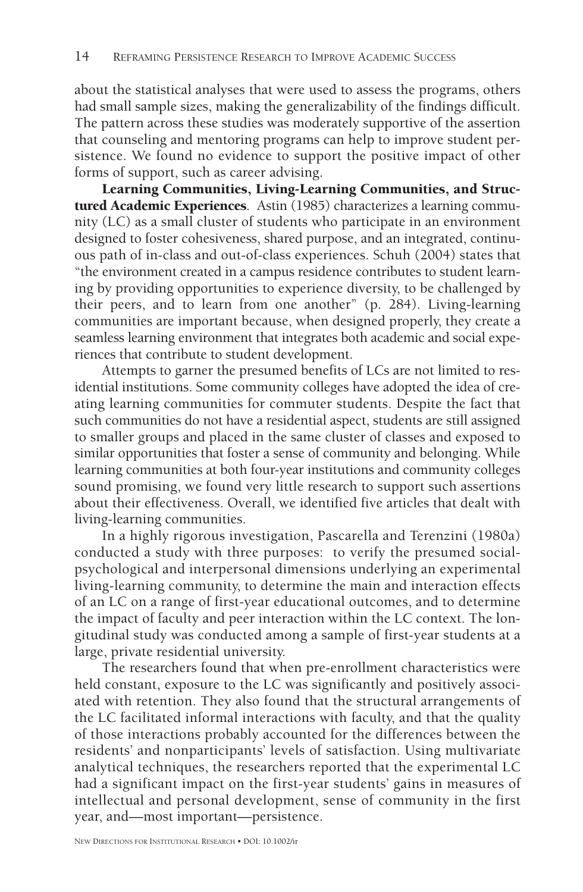about the statistical analyses that were used to assess the programs, others had small sample sizes, making the generalizability of the findings difficult. The pattern across these studies was moderately supportive of the assertion that counseling and mentoring programs can help to improve student persistence. We found no evidence to support the positive impact of other forms of support, such as career advising.

**Learning Communities, Living-Learning Communities, and Structured Academic Experiences**. Astin (1985) characterizes a learning community (LC) as a small cluster of students who participate in an environment designed to foster cohesiveness, shared purpose, and an integrated, continuous path of in-class and out-of-class experiences. Schuh (2004) states that "the environment created in a campus residence contributes to student learning by providing opportunities to experience diversity, to be challenged by their peers, and to learn from one another" (p. 284). Living-learning communities are important because, when designed properly, they create a seamless learning environment that integrates both academic and social experiences that contribute to student development.

Attempts to garner the presumed benefits of LCs are not limited to residential institutions. Some community colleges have adopted the idea of creating learning communities for commuter students. Despite the fact that such communities do not have a residential aspect, students are still assigned to smaller groups and placed in the same cluster of classes and exposed to similar opportunities that foster a sense of community and belonging. While learning communities at both four-year institutions and community colleges sound promising, we found very little research to support such assertions about their effectiveness. Overall, we identified five articles that dealt with living-learning communities.

In a highly rigorous investigation, Pascarella and Terenzini (1980a) conducted a study with three purposes: to verify the presumed social-psychological and interpersonal dimensions underlying an experimental living-learning community, to determine the main and interaction effects of an LC on a range of first-year educational outcomes, and to determine the impact of faculty and peer interaction within the LC context. The longitudinal study was conducted among a sample of first-year students at a large, private residential university.

The researchers found that when pre-enrollment characteristics were held constant, exposure to the LC was significantly and positively associated with retention. They also found that the structural arrangements of the LC facilitated informal interactions with faculty, and that the quality of those interactions probably accounted for the differences between the residents' and nonparticipants' levels of satisfaction. Using multivariate analytical techniques, the researchers reported that the experimental LC had a significant impact on the first-year students' gains in measures of intellectual and personal development, sense of community in the first year, and—most important—persistence.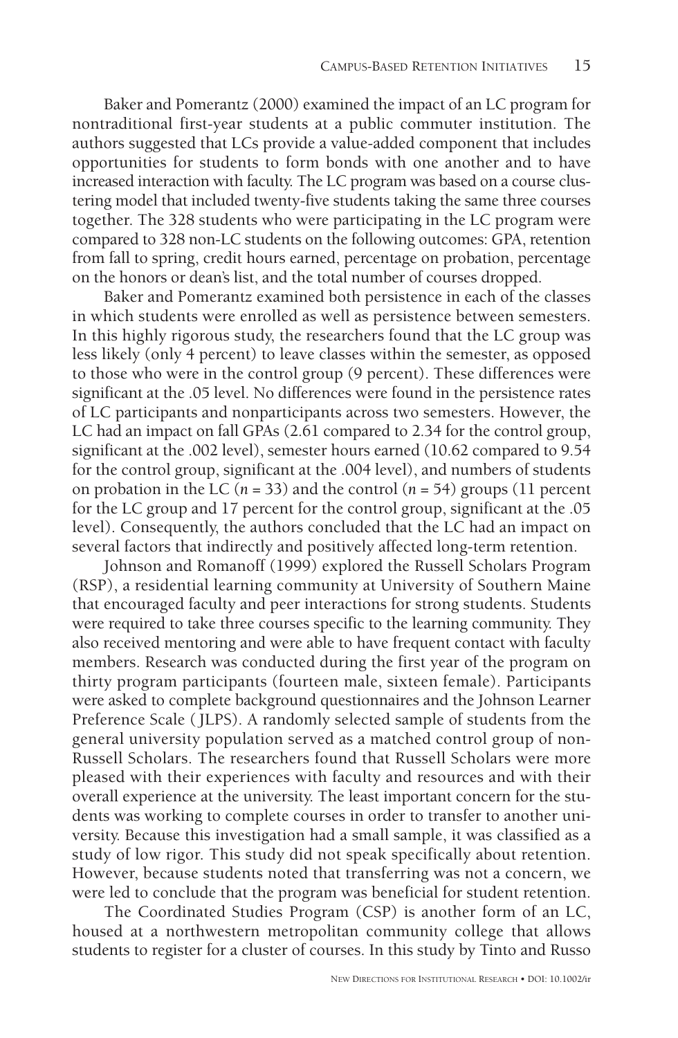Baker and Pomerantz (2000) examined the impact of an LC program for nontraditional first-year students at a public commuter institution. The authors suggested that LCs provide a value-added component that includes opportunities for students to form bonds with one another and to have increased interaction with faculty. The LC program was based on a course clustering model that included twenty-five students taking the same three courses together. The 328 students who were participating in the LC program were compared to 328 non-LC students on the following outcomes: GPA, retention from fall to spring, credit hours earned, percentage on probation, percentage on the honors or dean's list, and the total number of courses dropped.

Baker and Pomerantz examined both persistence in each of the classes in which students were enrolled as well as persistence between semesters. In this highly rigorous study, the researchers found that the LC group was less likely (only 4 percent) to leave classes within the semester, as opposed to those who were in the control group (9 percent). These differences were significant at the .05 level. No differences were found in the persistence rates of LC participants and nonparticipants across two semesters. However, the LC had an impact on fall GPAs (2.61 compared to 2.34 for the control group, significant at the .002 level), semester hours earned (10.62 compared to 9.54 for the control group, significant at the .004 level), and numbers of students on probation in the LC ($n = 33$) and the control ($n = 54$) groups (11 percent for the LC group and 17 percent for the control group, significant at the .05 level). Consequently, the authors concluded that the LC had an impact on several factors that indirectly and positively affected long-term retention.

Johnson and Romanoff (1999) explored the Russell Scholars Program (RSP), a residential learning community at University of Southern Maine that encouraged faculty and peer interactions for strong students. Students were required to take three courses specific to the learning community. They also received mentoring and were able to have frequent contact with faculty members. Research was conducted during the first year of the program on thirty program participants (fourteen male, sixteen female). Participants were asked to complete background questionnaires and the Johnson Learner Preference Scale (JLPS). A randomly selected sample of students from the general university population served as a matched control group of non-Russell Scholars. The researchers found that Russell Scholars were more pleased with their experiences with faculty and resources and with their overall experience at the university. The least important concern for the students was working to complete courses in order to transfer to another university. Because this investigation had a small sample, it was classified as a study of low rigor. This study did not speak specifically about retention. However, because students noted that transferring was not a concern, we were led to conclude that the program was beneficial for student retention.

The Coordinated Studies Program (CSP) is another form of an LC, housed at a northwestern metropolitan community college that allows students to register for a cluster of courses. In this study by Tinto and Russo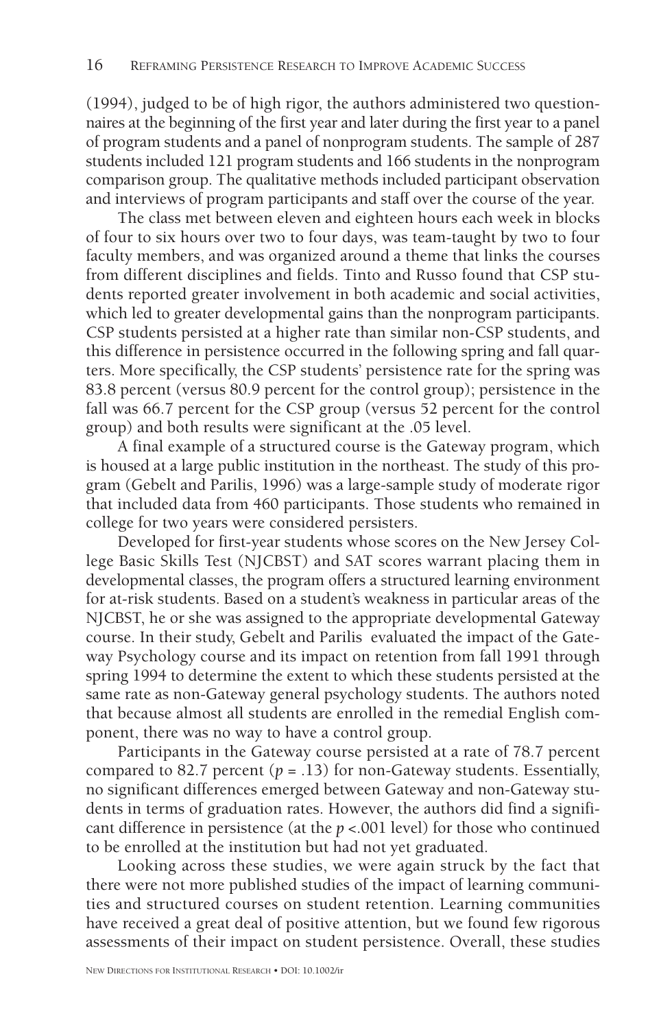(1994), judged to be of high rigor, the authors administered two questionnaires at the beginning of the first year and later during the first year to a panel of program students and a panel of nonprogram students. The sample of 287 students included 121 program students and 166 students in the nonprogram comparison group. The qualitative methods included participant observation and interviews of program participants and staff over the course of the year.

The class met between eleven and eighteen hours each week in blocks of four to six hours over two to four days, was team-taught by two to four faculty members, and was organized around a theme that links the courses from different disciplines and fields. Tinto and Russo found that CSP students reported greater involvement in both academic and social activities, which led to greater developmental gains than the nonprogram participants. CSP students persisted at a higher rate than similar non-CSP students, and this difference in persistence occurred in the following spring and fall quarters. More specifically, the CSP students' persistence rate for the spring was 83.8 percent (versus 80.9 percent for the control group); persistence in the fall was 66.7 percent for the CSP group (versus 52 percent for the control group) and both results were significant at the .05 level.

A final example of a structured course is the Gateway program, which is housed at a large public institution in the northeast. The study of this program (Gebelt and Parilis, 1996) was a large-sample study of moderate rigor that included data from 460 participants. Those students who remained in college for two years were considered persisters.

Developed for first-year students whose scores on the New Jersey College Basic Skills Test (NJCBST) and SAT scores warrant placing them in developmental classes, the program offers a structured learning environment for at-risk students. Based on a student's weakness in particular areas of the NJCBST, he or she was assigned to the appropriate developmental Gateway course. In their study, Gebelt and Parilis evaluated the impact of the Gateway Psychology course and its impact on retention from fall 1991 through spring 1994 to determine the extent to which these students persisted at the same rate as non-Gateway general psychology students. The authors noted that because almost all students are enrolled in the remedial English component, there was no way to have a control group.

Participants in the Gateway course persisted at a rate of 78.7 percent compared to 82.7 percent ($p = .13$) for non-Gateway students. Essentially, no significant differences emerged between Gateway and non-Gateway students in terms of graduation rates. However, the authors did find a significant difference in persistence (at the $p < .001$ level) for those who continued to be enrolled at the institution but had not yet graduated.

Looking across these studies, we were again struck by the fact that there were not more published studies of the impact of learning communities and structured courses on student retention. Learning communities have received a great deal of positive attention, but we found few rigorous assessments of their impact on student persistence. Overall, these studies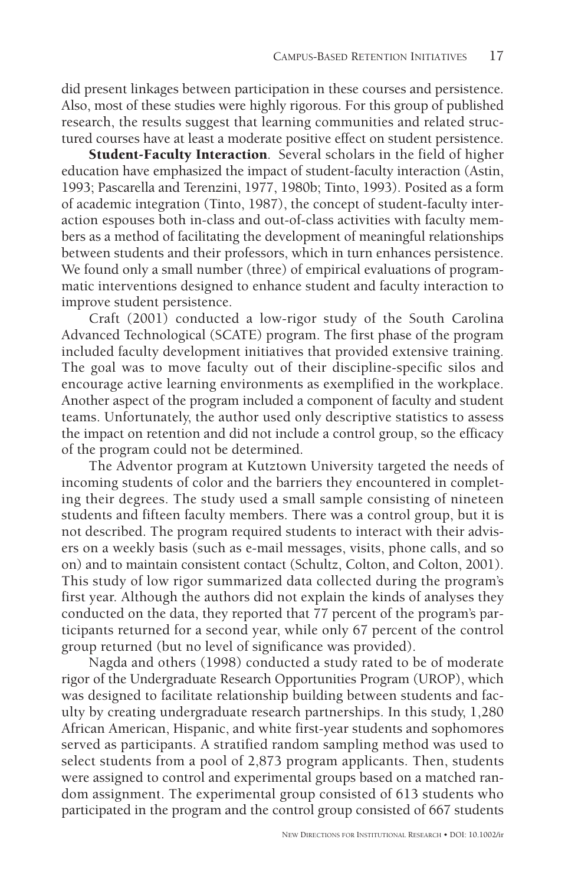did present linkages between participation in these courses and persistence. Also, most of these studies were highly rigorous. For this group of published research, the results suggest that learning communities and related structured courses have at least a moderate positive effect on student persistence.

**Student-Faculty Interaction**. Several scholars in the field of higher education have emphasized the impact of student-faculty interaction (Astin, 1993; Pascarella and Terenzini, 1977, 1980b; Tinto, 1993). Posited as a form of academic integration (Tinto, 1987), the concept of student-faculty interaction espouses both in-class and out-of-class activities with faculty members as a method of facilitating the development of meaningful relationships between students and their professors, which in turn enhances persistence. We found only a small number (three) of empirical evaluations of programmatic interventions designed to enhance student and faculty interaction to improve student persistence.

Craft (2001) conducted a low-rigor study of the South Carolina Advanced Technological (SCATE) program. The first phase of the program included faculty development initiatives that provided extensive training. The goal was to move faculty out of their discipline-specific silos and encourage active learning environments as exemplified in the workplace. Another aspect of the program included a component of faculty and student teams. Unfortunately, the author used only descriptive statistics to assess the impact on retention and did not include a control group, so the efficacy of the program could not be determined.

The Adventor program at Kutztown University targeted the needs of incoming students of color and the barriers they encountered in completing their degrees. The study used a small sample consisting of nineteen students and fifteen faculty members. There was a control group, but it is not described. The program required students to interact with their advisers on a weekly basis (such as e-mail messages, visits, phone calls, and so on) and to maintain consistent contact (Schultz, Colton, and Colton, 2001). This study of low rigor summarized data collected during the program's first year. Although the authors did not explain the kinds of analyses they conducted on the data, they reported that 77 percent of the program's participants returned for a second year, while only 67 percent of the control group returned (but no level of significance was provided).

Nagda and others (1998) conducted a study rated to be of moderate rigor of the Undergraduate Research Opportunities Program (UROP), which was designed to facilitate relationship building between students and faculty by creating undergraduate research partnerships. In this study, 1,280 African American, Hispanic, and white first-year students and sophomores served as participants. A stratified random sampling method was used to select students from a pool of 2,873 program applicants. Then, students were assigned to control and experimental groups based on a matched random assignment. The experimental group consisted of 613 students who participated in the program and the control group consisted of 667 students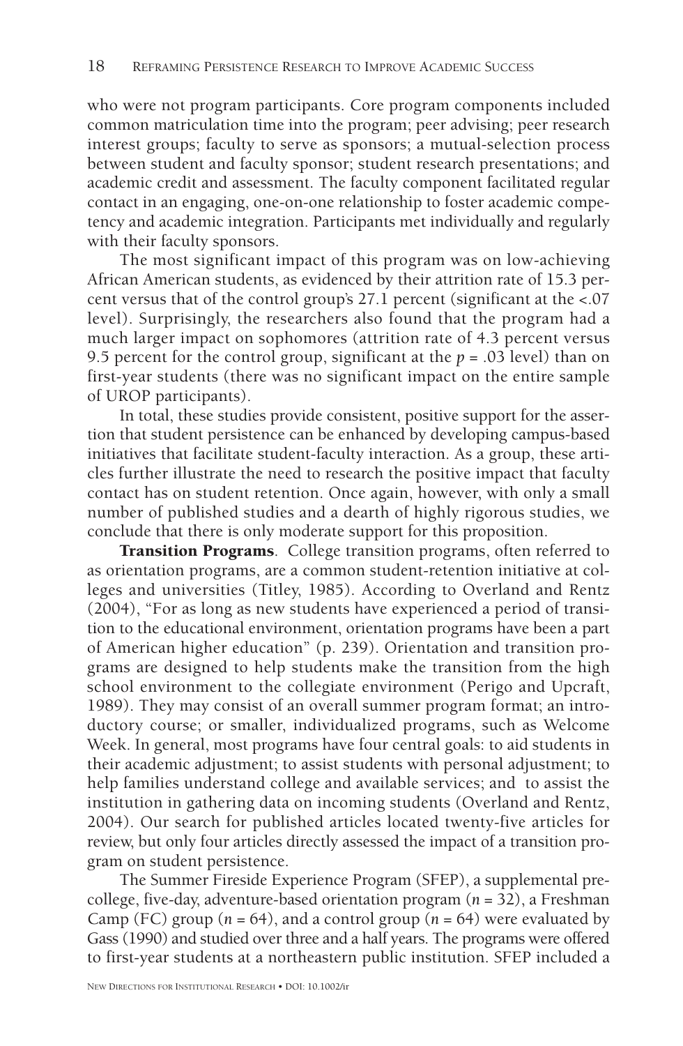who were not program participants. Core program components included common matriculation time into the program; peer advising; peer research interest groups; faculty to serve as sponsors; a mutual-selection process between student and faculty sponsor; student research presentations; and academic credit and assessment. The faculty component facilitated regular contact in an engaging, one-on-one relationship to foster academic competency and academic integration. Participants met individually and regularly with their faculty sponsors.

The most significant impact of this program was on low-achieving African American students, as evidenced by their attrition rate of 15.3 percent versus that of the control group's 27.1 percent (significant at the <.07 level). Surprisingly, the researchers also found that the program had a much larger impact on sophomores (attrition rate of 4.3 percent versus 9.5 percent for the control group, significant at the $p = .03$ level) than on first-year students (there was no significant impact on the entire sample of UROP participants).

In total, these studies provide consistent, positive support for the assertion that student persistence can be enhanced by developing campus-based initiatives that facilitate student-faculty interaction. As a group, these articles further illustrate the need to research the positive impact that faculty contact has on student retention. Once again, however, with only a small number of published studies and a dearth of highly rigorous studies, we conclude that there is only moderate support for this proposition.

**Transition Programs**. College transition programs, often referred to as orientation programs, are a common student-retention initiative at colleges and universities (Titley, 1985). According to Overland and Rentz (2004), "For as long as new students have experienced a period of transition to the educational environment, orientation programs have been a part of American higher education" (p. 239). Orientation and transition programs are designed to help students make the transition from the high school environment to the collegiate environment (Perigo and Upcraft, 1989). They may consist of an overall summer program format; an introductory course; or smaller, individualized programs, such as Welcome Week. In general, most programs have four central goals: to aid students in their academic adjustment; to assist students with personal adjustment; to help families understand college and available services; and to assist the institution in gathering data on incoming students (Overland and Rentz, 2004). Our search for published articles located twenty-five articles for review, but only four articles directly assessed the impact of a transition program on student persistence.

The Summer Fireside Experience Program (SFEP), a supplemental precollege, five-day, adventure-based orientation program ($n = 32$), a Freshman Camp (FC) group ($n = 64$), and a control group ($n = 64$) were evaluated by Gass (1990) and studied over three and a half years. The programs were offered to first-year students at a northeastern public institution. SFEP included a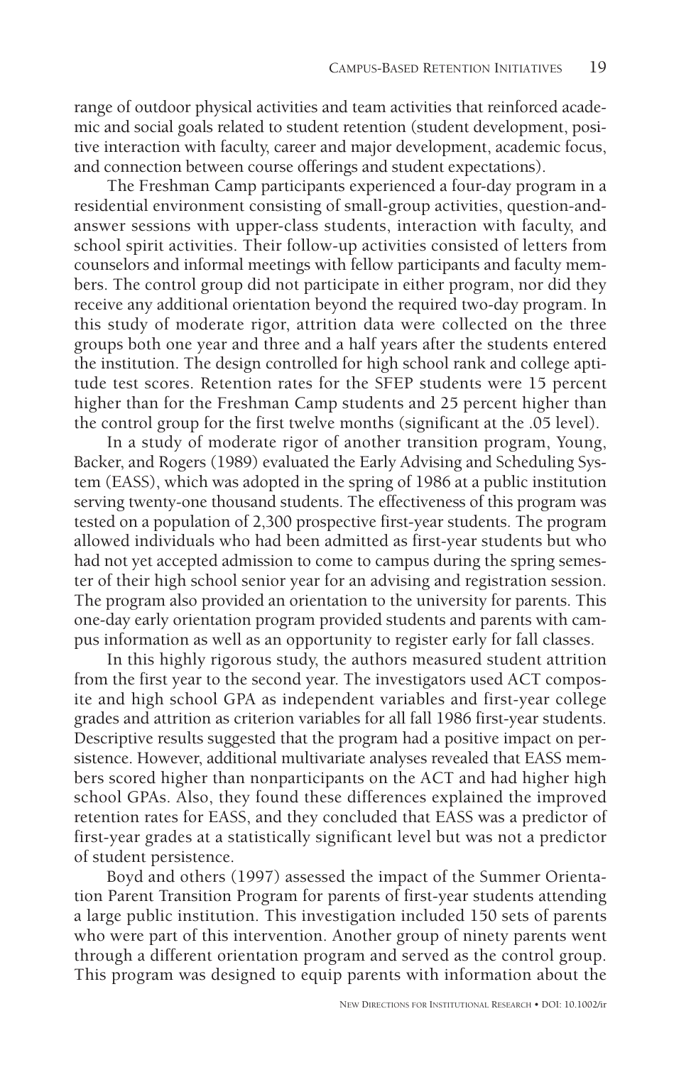range of outdoor physical activities and team activities that reinforced academic and social goals related to student retention (student development, positive interaction with faculty, career and major development, academic focus, and connection between course offerings and student expectations).

The Freshman Camp participants experienced a four-day program in a residential environment consisting of small-group activities, question-and-answer sessions with upper-class students, interaction with faculty, and school spirit activities. Their follow-up activities consisted of letters from counselors and informal meetings with fellow participants and faculty members. The control group did not participate in either program, nor did they receive any additional orientation beyond the required two-day program. In this study of moderate rigor, attrition data were collected on the three groups both one year and three and a half years after the students entered the institution. The design controlled for high school rank and college aptitude test scores. Retention rates for the SFEP students were 15 percent higher than for the Freshman Camp students and 25 percent higher than the control group for the first twelve months (significant at the .05 level).

In a study of moderate rigor of another transition program, Young, Backer, and Rogers (1989) evaluated the Early Advising and Scheduling System (EASS), which was adopted in the spring of 1986 at a public institution serving twenty-one thousand students. The effectiveness of this program was tested on a population of 2,300 prospective first-year students. The program allowed individuals who had been admitted as first-year students but who had not yet accepted admission to come to campus during the spring semester of their high school senior year for an advising and registration session. The program also provided an orientation to the university for parents. This one-day early orientation program provided students and parents with campus information as well as an opportunity to register early for fall classes.

In this highly rigorous study, the authors measured student attrition from the first year to the second year. The investigators used ACT composite and high school GPA as independent variables and first-year college grades and attrition as criterion variables for all fall 1986 first-year students. Descriptive results suggested that the program had a positive impact on persistence. However, additional multivariate analyses revealed that EASS members scored higher than nonparticipants on the ACT and had higher high school GPAs. Also, they found these differences explained the improved retention rates for EASS, and they concluded that EASS was a predictor of first-year grades at a statistically significant level but was not a predictor of student persistence.

Boyd and others (1997) assessed the impact of the Summer Orientation Parent Transition Program for parents of first-year students attending a large public institution. This investigation included 150 sets of parents who were part of this intervention. Another group of ninety parents went through a different orientation program and served as the control group. This program was designed to equip parents with information about the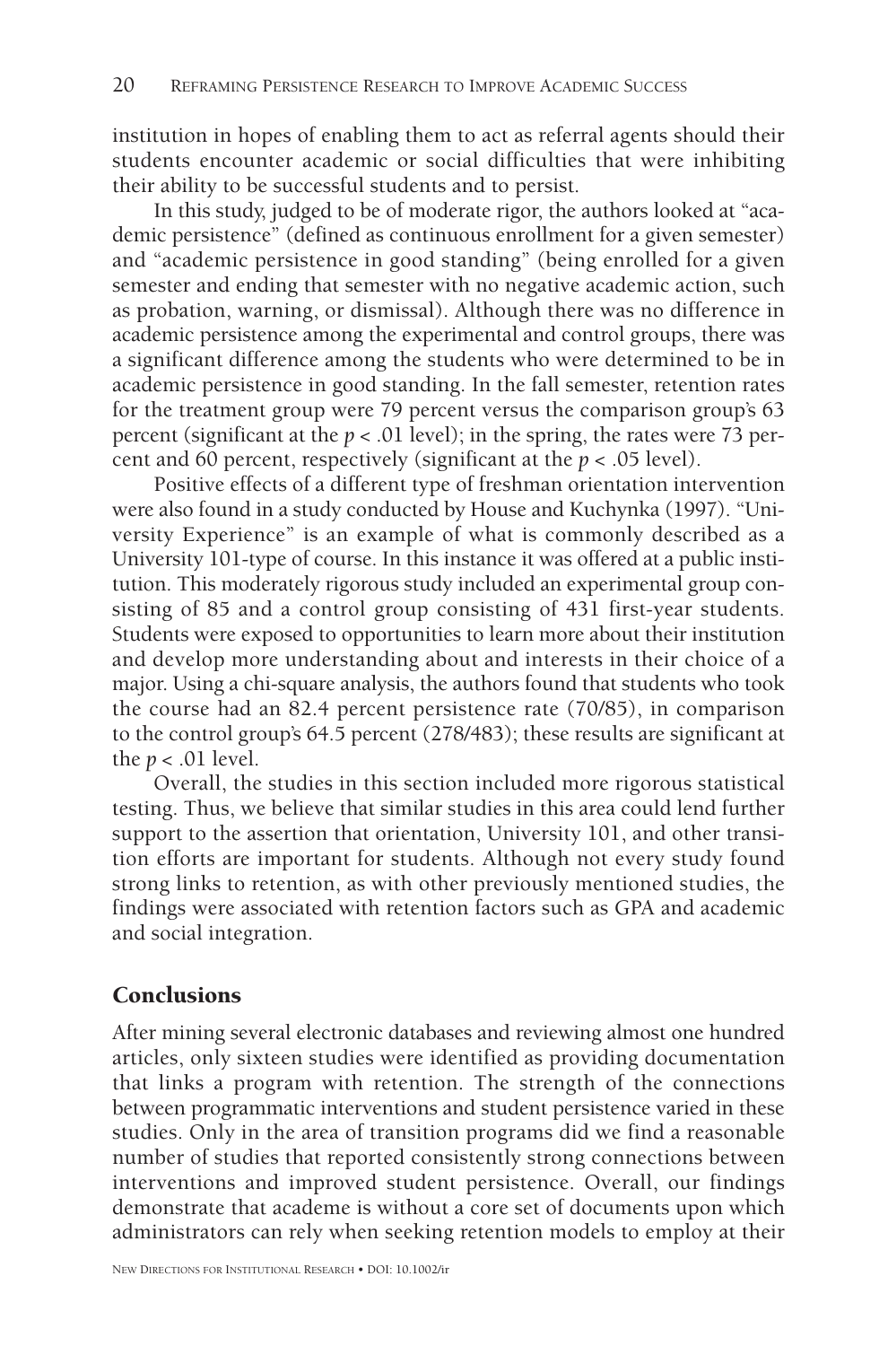institution in hopes of enabling them to act as referral agents should their students encounter academic or social difficulties that were inhibiting their ability to be successful students and to persist.

In this study, judged to be of moderate rigor, the authors looked at "academic persistence" (defined as continuous enrollment for a given semester) and "academic persistence in good standing" (being enrolled for a given semester and ending that semester with no negative academic action, such as probation, warning, or dismissal). Although there was no difference in academic persistence among the experimental and control groups, there was a significant difference among the students who were determined to be in academic persistence in good standing. In the fall semester, retention rates for the treatment group were 79 percent versus the comparison group's 63 percent (significant at the $p < .01$ level); in the spring, the rates were 73 percent and 60 percent, respectively (significant at the $p < .05$ level).

Positive effects of a different type of freshman orientation intervention were also found in a study conducted by House and Kuchynka (1997). "University Experience" is an example of what is commonly described as a University 101-type of course. In this instance it was offered at a public institution. This moderately rigorous study included an experimental group consisting of 85 and a control group consisting of 431 first-year students. Students were exposed to opportunities to learn more about their institution and develop more understanding about and interests in their choice of a major. Using a chi-square analysis, the authors found that students who took the course had an 82.4 percent persistence rate (70/85), in comparison to the control group's 64.5 percent (278/483); these results are significant at the $p < .01$ level.

Overall, the studies in this section included more rigorous statistical testing. Thus, we believe that similar studies in this area could lend further support to the assertion that orientation, University 101, and other transition efforts are important for students. Although not every study found strong links to retention, as with other previously mentioned studies, the findings were associated with retention factors such as GPA and academic and social integration.

## Conclusions

After mining several electronic databases and reviewing almost one hundred articles, only sixteen studies were identified as providing documentation that links a program with retention. The strength of the connections between programmatic interventions and student persistence varied in these studies. Only in the area of transition programs did we find a reasonable number of studies that reported consistently strong connections between interventions and improved student persistence. Overall, our findings demonstrate that academe is without a core set of documents upon which administrators can rely when seeking retention models to employ at their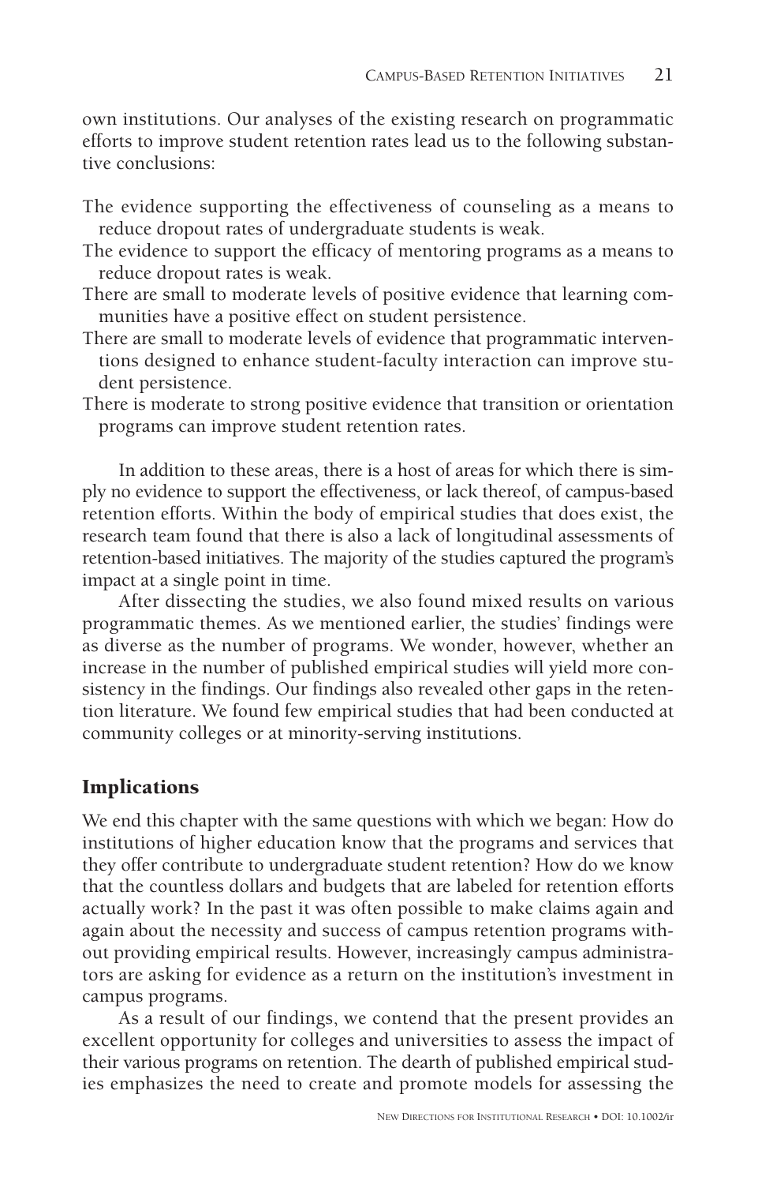own institutions. Our analyses of the existing research on programmatic efforts to improve student retention rates lead us to the following substantive conclusions:

The evidence supporting the effectiveness of counseling as a means to reduce dropout rates of undergraduate students is weak.

The evidence to support the efficacy of mentoring programs as a means to reduce dropout rates is weak.

There are small to moderate levels of positive evidence that learning communities have a positive effect on student persistence.

There are small to moderate levels of evidence that programmatic interventions designed to enhance student-faculty interaction can improve student persistence.

There is moderate to strong positive evidence that transition or orientation programs can improve student retention rates.

In addition to these areas, there is a host of areas for which there is simply no evidence to support the effectiveness, or lack thereof, of campus-based retention efforts. Within the body of empirical studies that does exist, the research team found that there is also a lack of longitudinal assessments of retention-based initiatives. The majority of the studies captured the program's impact at a single point in time.

After dissecting the studies, we also found mixed results on various programmatic themes. As we mentioned earlier, the studies' findings were as diverse as the number of programs. We wonder, however, whether an increase in the number of published empirical studies will yield more consistency in the findings. Our findings also revealed other gaps in the retention literature. We found few empirical studies that had been conducted at community colleges or at minority-serving institutions.

## Implications

We end this chapter with the same questions with which we began: How do institutions of higher education know that the programs and services that they offer contribute to undergraduate student retention? How do we know that the countless dollars and budgets that are labeled for retention efforts actually work? In the past it was often possible to make claims again and again about the necessity and success of campus retention programs without providing empirical results. However, increasingly campus administrators are asking for evidence as a return on the institution's investment in campus programs.

As a result of our findings, we contend that the present provides an excellent opportunity for colleges and universities to assess the impact of their various programs on retention. The dearth of published empirical studies emphasizes the need to create and promote models for assessing the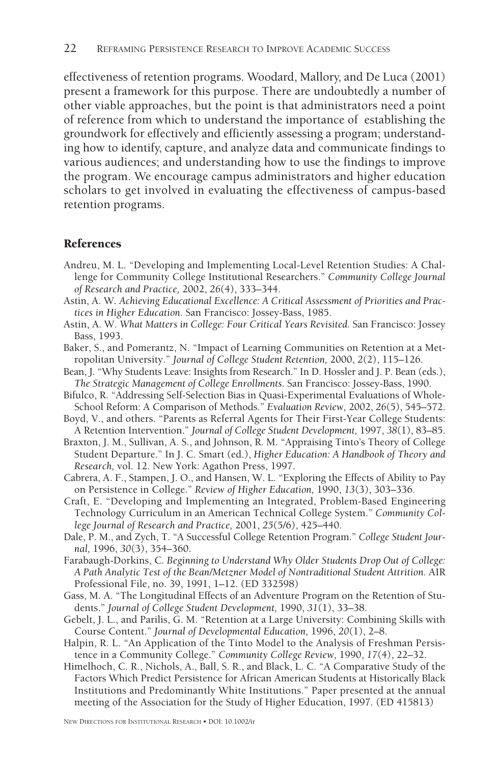effectiveness of retention programs. Woodard, Mallory, and De Luca (2001) present a framework for this purpose. There are undoubtedly a number of other viable approaches, but the point is that administrators need a point of reference from which to understand the importance of establishing the groundwork for effectively and efficiently assessing a program; understanding how to identify, capture, and analyze data and communicate findings to various audiences; and understanding how to use the findings to improve the program. We encourage campus administrators and higher education scholars to get involved in evaluating the effectiveness of campus-based retention programs.

## References

Andreu, M. L. "Developing and Implementing Local-Level Retention Studies: A Challenge for Community College Institutional Researchers." *Community College Journal of Research and Practice,* 2002, *26*(4), 333–344.

Astin, A. W. *Achieving Educational Excellence: A Critical Assessment of Priorities and Practices in Higher Education.* San Francisco: Jossey-Bass, 1985.

Astin, A. W. *What Matters in College: Four Critical Years Revisited.* San Francisco: Jossey Bass, 1993.

Baker, S., and Pomerantz, N. "Impact of Learning Communities on Retention at a Metropolitan University." *Journal of College Student Retention,* 2000, *2*(2), 115–126.

Bean, J. "Why Students Leave: Insights from Research." In D. Hossler and J. P. Bean (eds.), *The Strategic Management of College Enrollments.* San Francisco: Jossey-Bass, 1990.

Bifulco, R. "Addressing Self-Selection Bias in Quasi-Experimental Evaluations of Whole-School Reform: A Comparison of Methods." *Evaluation Review,* 2002, *26*(5), 545–572.

Boyd, V., and others. "Parents as Referral Agents for Their First-Year College Students: A Retention Intervention." *Journal of College Student Development,* 1997, *38*(1), 83–85.

Braxton, J. M., Sullivan, A. S., and Johnson, R. M. "Appraising Tinto's Theory of College Student Departure." In J. C. Smart (ed.), *Higher Education: A Handbook of Theory and Research,* vol. 12. New York: Agathon Press, 1997.

Cabrera, A. F., Stampen, J. O., and Hansen, W. L. "Exploring the Effects of Ability to Pay on Persistence in College." *Review of Higher Education,* 1990, *13*(3), 303–336.

Craft, E. "Developing and Implementing an Integrated, Problem-Based Engineering Technology Curriculum in an American Technical College System." *Community College Journal of Research and Practice,* 2001, *25*(5/6), 425–440.

Dale, P. M., and Zych, T. "A Successful College Retention Program." *College Student Journal,* 1996, *30*(3), 354–360.

Farabaugh-Dorkins, C. *Beginning to Understand Why Older Students Drop Out of College: A Path Analytic Test of the Bean/Metzner Model of Nontraditional Student Attrition.* AIR Professional File, no. 39, 1991, 1–12. (ED 332598)

Gass, M. A. "The Longitudinal Effects of an Adventure Program on the Retention of Students." *Journal of College Student Development,* 1990, *31*(1), 33–38.

Gebelt, J. L., and Parilis, G. M. "Retention at a Large University: Combining Skills with Course Content." *Journal of Developmental Education,* 1996, *20*(1), 2–8.

Halpin, R. L. "An Application of the Tinto Model to the Analysis of Freshman Persistence in a Community College." *Community College Review,* 1990, *17*(4), 22–32.

Himelhoch, C. R., Nichols, A., Ball, S. R., and Black, L. C. "A Comparative Study of the Factors Which Predict Persistence for African American Students at Historically Black Institutions and Predominantly White Institutions." Paper presented at the annual meeting of the Association for the Study of Higher Education, 1997. (ED 415813)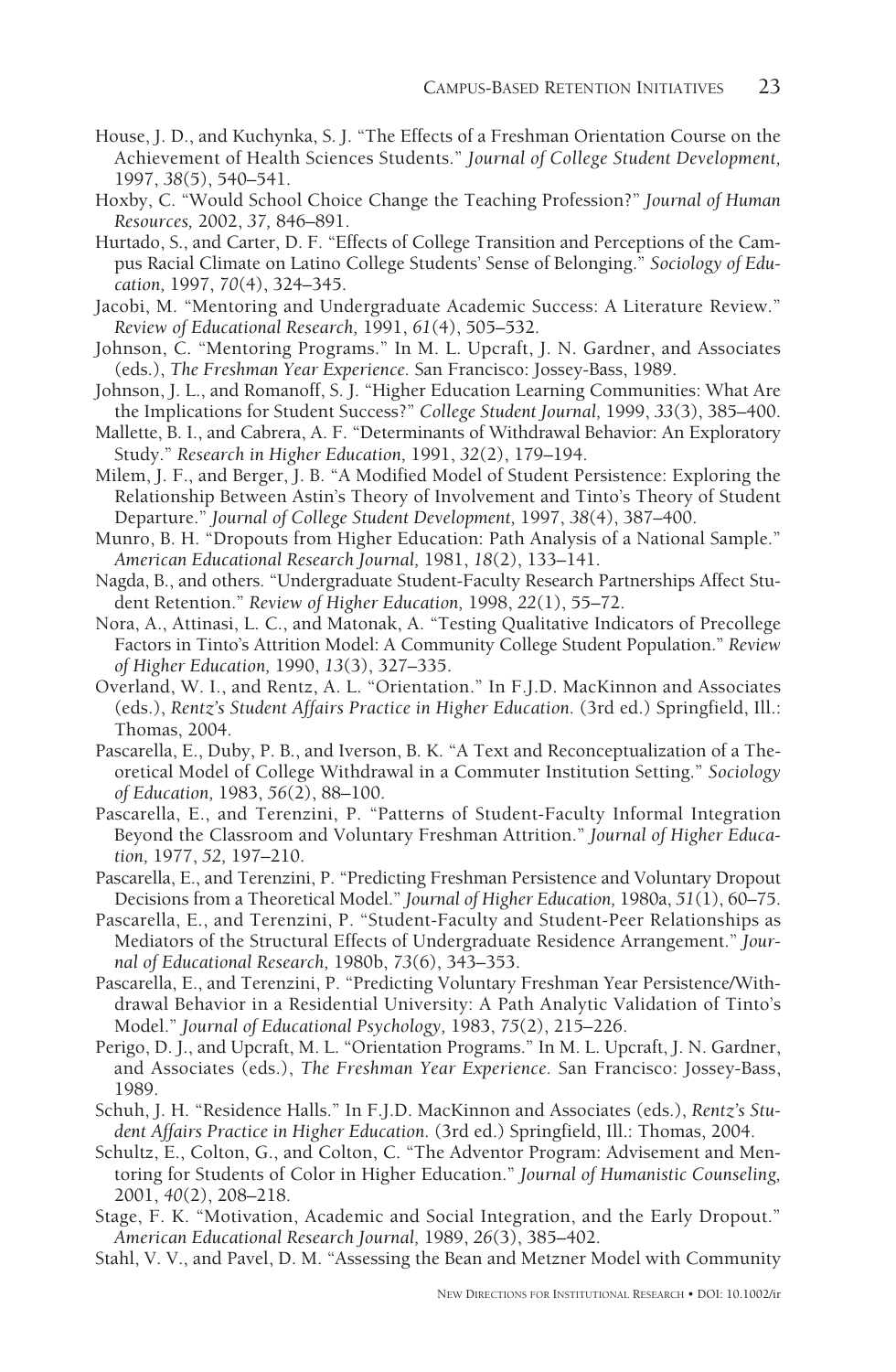House, J. D., and Kuchynka, S. J. "The Effects of a Freshman Orientation Course on the Achievement of Health Sciences Students." *Journal of College Student Development,* 1997, *38*(5), 540–541.

Hoxby, C. "Would School Choice Change the Teaching Profession?" *Journal of Human Resources,* 2002, *37,* 846–891.

Hurtado, S., and Carter, D. F. "Effects of College Transition and Perceptions of the Campus Racial Climate on Latino College Students' Sense of Belonging." *Sociology of Education,* 1997, *70*(4), 324–345.

Jacobi, M. "Mentoring and Undergraduate Academic Success: A Literature Review." *Review of Educational Research,* 1991, *61*(4), 505–532.

Johnson, C. "Mentoring Programs." In M. L. Upcraft, J. N. Gardner, and Associates (eds.), *The Freshman Year Experience.* San Francisco: Jossey-Bass, 1989.

Johnson, J. L., and Romanoff, S. J. "Higher Education Learning Communities: What Are the Implications for Student Success?" *College Student Journal,* 1999, *33*(3), 385–400.

Mallette, B. I., and Cabrera, A. F. "Determinants of Withdrawal Behavior: An Exploratory Study." *Research in Higher Education,* 1991, *32*(2), 179–194.

Milem, J. F., and Berger, J. B. "A Modified Model of Student Persistence: Exploring the Relationship Between Astin's Theory of Involvement and Tinto's Theory of Student Departure." *Journal of College Student Development,* 1997, *38*(4), 387–400.

Munro, B. H. "Dropouts from Higher Education: Path Analysis of a National Sample." *American Educational Research Journal,* 1981, *18*(2), 133–141.

Nagda, B., and others. "Undergraduate Student-Faculty Research Partnerships Affect Student Retention." *Review of Higher Education,* 1998, *22*(1), 55–72.

Nora, A., Attinasi, L. C., and Matonak, A. "Testing Qualitative Indicators of Precollege Factors in Tinto's Attrition Model: A Community College Student Population." *Review of Higher Education,* 1990, *13*(3), 327–335.

Overland, W. I., and Rentz, A. L. "Orientation." In F.J.D. MacKinnon and Associates (eds.), *Rentz's Student Affairs Practice in Higher Education.* (3rd ed.) Springfield, Ill.: Thomas, 2004.

Pascarella, E., Duby, P. B., and Iverson, B. K. "A Text and Reconceptualization of a Theoretical Model of College Withdrawal in a Commuter Institution Setting." *Sociology of Education,* 1983, *56*(2), 88–100.

Pascarella, E., and Terenzini, P. "Patterns of Student-Faculty Informal Integration Beyond the Classroom and Voluntary Freshman Attrition." *Journal of Higher Education,* 1977, *52,* 197–210.

Pascarella, E., and Terenzini, P. "Predicting Freshman Persistence and Voluntary Dropout Decisions from a Theoretical Model." *Journal of Higher Education,* 1980a, *51*(1), 60–75.

Pascarella, E., and Terenzini, P. "Student-Faculty and Student-Peer Relationships as Mediators of the Structural Effects of Undergraduate Residence Arrangement." *Journal of Educational Research,* 1980b, *73*(6), 343–353.

Pascarella, E., and Terenzini, P. "Predicting Voluntary Freshman Year Persistence/Withdrawal Behavior in a Residential University: A Path Analytic Validation of Tinto's Model." *Journal of Educational Psychology,* 1983, *75*(2), 215–226.

Perigo, D. J., and Upcraft, M. L. "Orientation Programs." In M. L. Upcraft, J. N. Gardner, and Associates (eds.), *The Freshman Year Experience.* San Francisco: Jossey-Bass, 1989.

Schuh, J. H. "Residence Halls." In F.J.D. MacKinnon and Associates (eds.), *Rentz's Student Affairs Practice in Higher Education.* (3rd ed.) Springfield, Ill.: Thomas, 2004.

Schultz, E., Colton, G., and Colton, C. "The Adventor Program: Advisement and Mentoring for Students of Color in Higher Education." *Journal of Humanistic Counseling,* 2001, *40*(2), 208–218.

Stage, F. K. "Motivation, Academic and Social Integration, and the Early Dropout." *American Educational Research Journal,* 1989, *26*(3), 385–402.

Stahl, V. V., and Pavel, D. M. "Assessing the Bean and Metzner Model with Community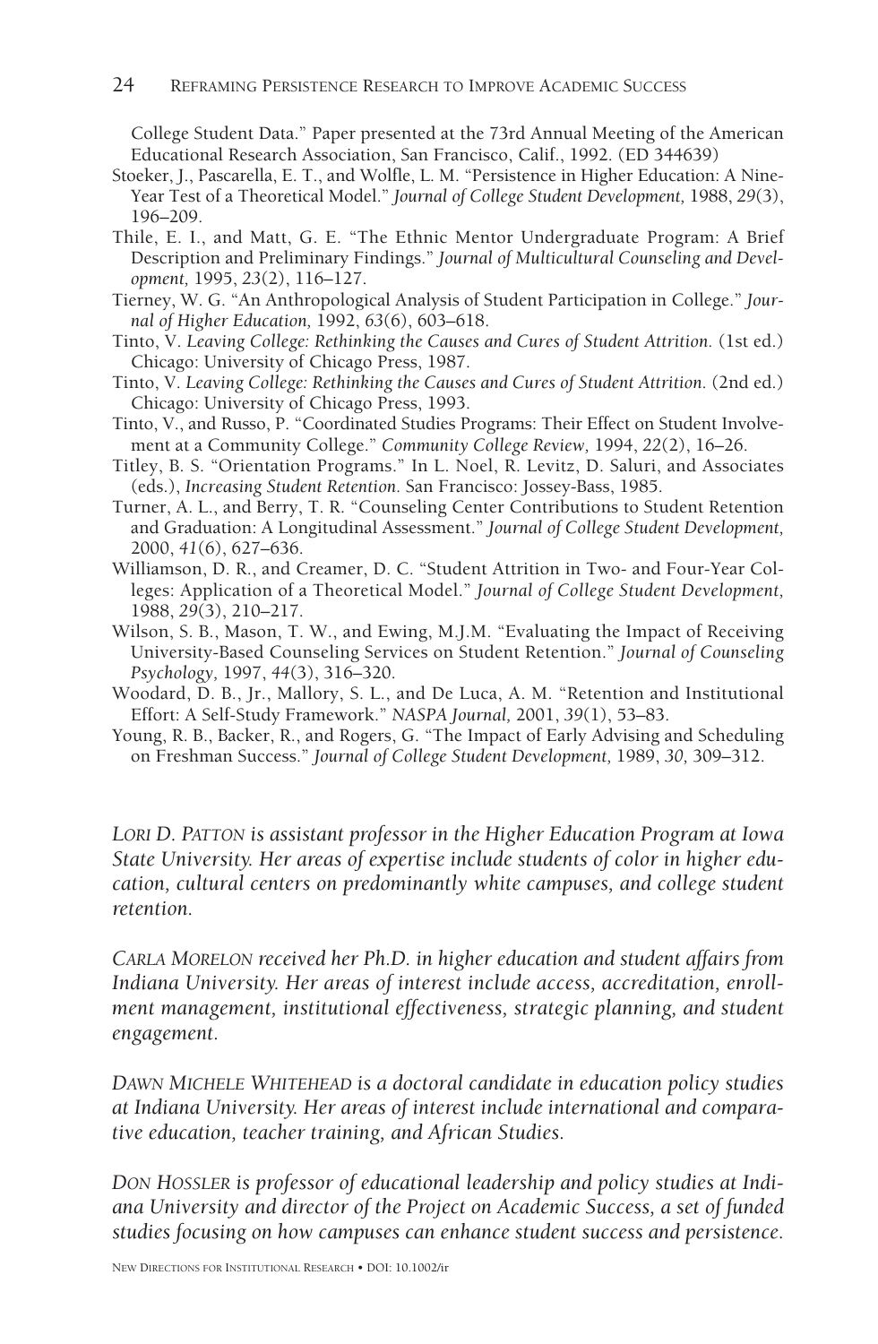College Student Data." Paper presented at the 73rd Annual Meeting of the American Educational Research Association, San Francisco, Calif., 1992. (ED 344639)

Stoeker, J., Pascarella, E. T., and Wolfle, L. M. "Persistence in Higher Education: A Nine-Year Test of a Theoretical Model." *Journal of College Student Development,* 1988, *29*(3), 196–209.

Thile, E. I., and Matt, G. E. "The Ethnic Mentor Undergraduate Program: A Brief Description and Preliminary Findings." *Journal of Multicultural Counseling and Development,* 1995, *23*(2), 116–127.

Tierney, W. G. "An Anthropological Analysis of Student Participation in College." *Journal of Higher Education,* 1992, *63*(6), 603–618.

Tinto, V. *Leaving College: Rethinking the Causes and Cures of Student Attrition.* (1st ed.) Chicago: University of Chicago Press, 1987.

Tinto, V. *Leaving College: Rethinking the Causes and Cures of Student Attrition.* (2nd ed.) Chicago: University of Chicago Press, 1993.

Tinto, V., and Russo, P. "Coordinated Studies Programs: Their Effect on Student Involvement at a Community College." *Community College Review,* 1994, *22*(2), 16–26.

Titley, B. S. "Orientation Programs." In L. Noel, R. Levitz, D. Saluri, and Associates (eds.), *Increasing Student Retention.* San Francisco: Jossey-Bass, 1985.

Turner, A. L., and Berry, T. R. "Counseling Center Contributions to Student Retention and Graduation: A Longitudinal Assessment." *Journal of College Student Development,* 2000, *41*(6), 627–636.

Williamson, D. R., and Creamer, D. C. "Student Attrition in Two- and Four-Year Colleges: Application of a Theoretical Model." *Journal of College Student Development,* 1988, *29*(3), 210–217.

Wilson, S. B., Mason, T. W., and Ewing, M.J.M. "Evaluating the Impact of Receiving University-Based Counseling Services on Student Retention." *Journal of Counseling Psychology,* 1997, *44*(3), 316–320.

Woodard, D. B., Jr., Mallory, S. L., and De Luca, A. M. "Retention and Institutional Effort: A Self-Study Framework." *NASPA Journal,* 2001, *39*(1), 53–83.

Young, R. B., Backer, R., and Rogers, G. "The Impact of Early Advising and Scheduling on Freshman Success." *Journal of College Student Development,* 1989, *30,* 309–312.

*LORI D. PATTON is assistant professor in the Higher Education Program at Iowa State University. Her areas of expertise include students of color in higher education, cultural centers on predominantly white campuses, and college student retention.*

*CARLA MORELON received her Ph.D. in higher education and student affairs from Indiana University. Her areas of interest include access, accreditation, enrollment management, institutional effectiveness, strategic planning, and student engagement.*

*DAWN MICHELE WHITEHEAD is a doctoral candidate in education policy studies at Indiana University. Her areas of interest include international and comparative education, teacher training, and African Studies.*

*DON HOSSLER is professor of educational leadership and policy studies at Indiana University and director of the Project on Academic Success, a set of funded studies focusing on how campuses can enhance student success and persistence.*